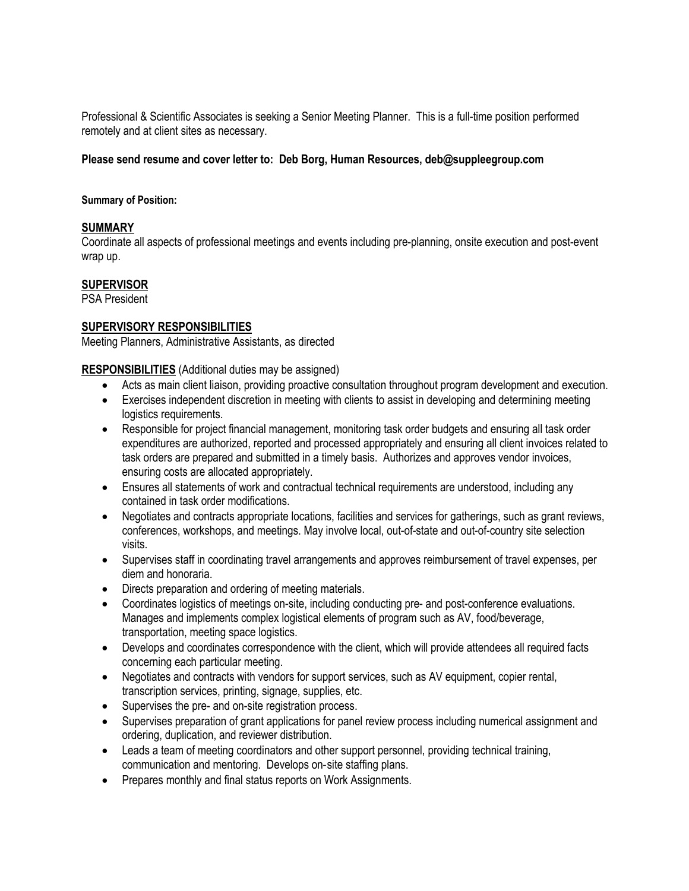Professional & Scientific Associates is seeking a Senior Meeting Planner. This is a full-time position performed remotely and at client sites as necessary.

**Please send resume and cover letter to: Deb Borg, Human Resources, deb@suppleegroup.com**

**Summary of Position:**

## SUMMARY

Coordinate all aspects of professional meetings and events including pre-planning, onsite execution and post-event wrap up.

## SUPERVISOR

PSA President

## SUPERVISORY RESPONSIBILITIES

Meeting Planners, Administrative Assistants, as directed

## RESPONSIBILITIES (Additional duties may be assigned)

- Acts as main client liaison, providing proactive consultation throughout program development and execution.
- Exercises independent discretion in meeting with clients to assist in developing and determining meeting logistics requirements.
- Responsible for project financial management, monitoring task order budgets and ensuring all task order expenditures are authorized, reported and processed appropriately and ensuring all client invoices related to task orders are prepared and submitted in a timely basis. Authorizes and approves vendor invoices, ensuring costs are allocated appropriately.
- Ensures all statements of work and contractual technical requirements are understood, including any contained in task order modifications.
- Negotiates and contracts appropriate locations, facilities and services for gatherings, such as grant reviews, conferences, workshops, and meetings. May involve local, out-of-state and out-of-country site selection visits.
- Supervises staff in coordinating travel arrangements and approves reimbursement of travel expenses, per diem and honoraria.
- Directs preparation and ordering of meeting materials.
- Coordinates logistics of meetings on-site, including conducting pre- and post-conference evaluations. Manages and implements complex logistical elements of program such as AV, food/beverage, transportation, meeting space logistics.
- Develops and coordinates correspondence with the client, which will provide attendees all required facts concerning each particular meeting.
- Negotiates and contracts with vendors for support services, such as AV equipment, copier rental, transcription services, printing, signage, supplies, etc.
- Supervises the pre- and on-site registration process.
- Supervises preparation of grant applications for panel review process including numerical assignment and ordering, duplication, and reviewer distribution.
- Leads a team of meeting coordinators and other support personnel, providing technical training, communication and mentoring. Develops on-site staffing plans.
- Prepares monthly and final status reports on Work Assignments.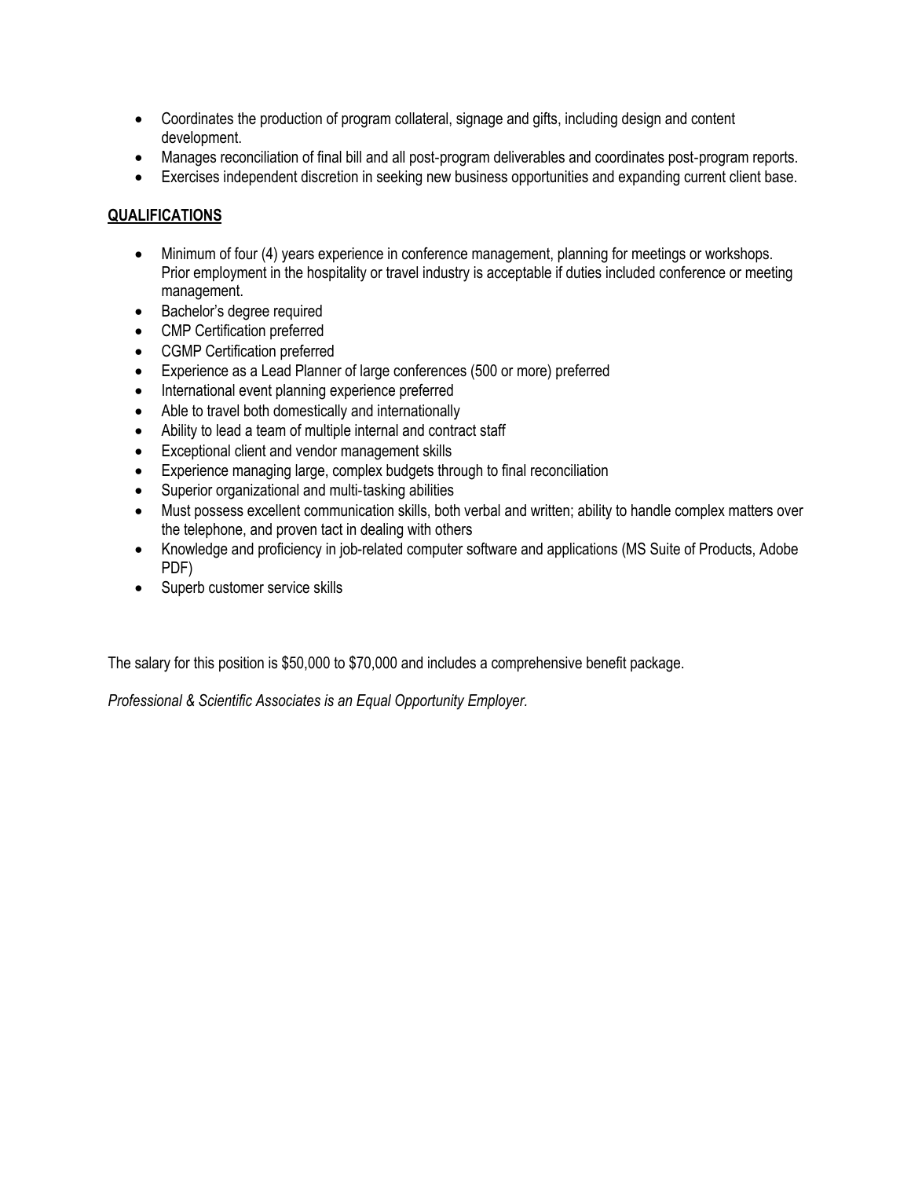- Coordinates the production of program collateral, signage and gifts, including design and content development.
- Manages reconciliation of final bill and all post-program deliverables and coordinates post-program reports.
- Exercises independent discretion in seeking new business opportunities and expanding current client base.

## QUALIFICATIONS

- Minimum of four (4) years experience in conference management, planning for meetings or workshops. Prior employment in the hospitality or travel industry is acceptable if duties included conference or meeting management.
- Bachelor's degree required
- CMP Certification preferred
- CGMP Certification preferred
- Experience as a Lead Planner of large conferences (500 or more) preferred
- International event planning experience preferred
- Able to travel both domestically and internationally
- Ability to lead a team of multiple internal and contract staff
- Exceptional client and vendor management skills
- Experience managing large, complex budgets through to final reconciliation
- Superior organizational and multi-tasking abilities
- Must possess excellent communication skills, both verbal and written; ability to handle complex matters over the telephone, and proven tact in dealing with others
- Knowledge and proficiency in job-related computer software and applications (MS Suite of Products, Adobe PDF)
- Superb customer service skills

The salary for this position is $50,000 to $70,000 and includes a comprehensive benefit package.

*Professional & Scientific Associates is an Equal Opportunity Employer.*